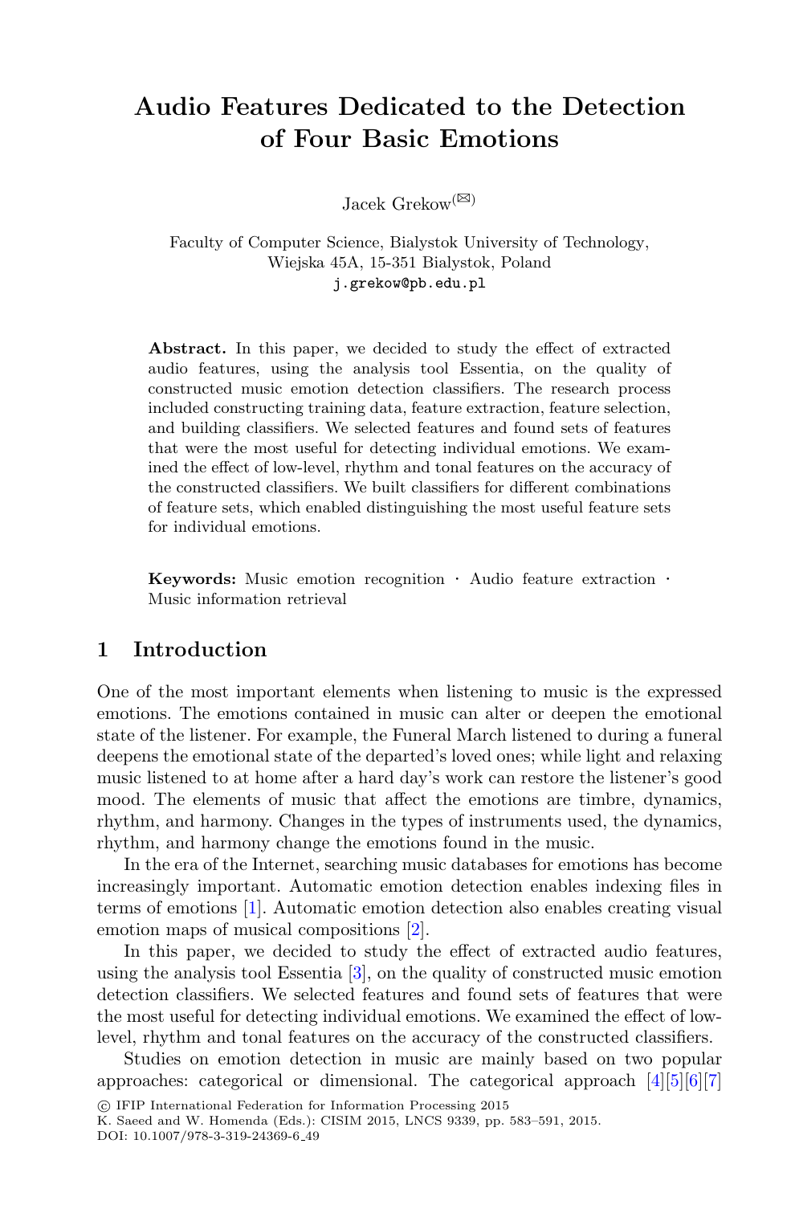# Audio Features Dedicated to the Detection of Four Basic Emotions

Jacek Grekow(✉)

Faculty of Computer Science, Bialystok University of Technology, Wiejska 45A, 15-351 Bialystok, Poland
j.grekow@pb.edu.pl

**Abstract.** In this paper, we decided to study the effect of extracted audio features, using the analysis tool Essentia, on the quality of constructed music emotion detection classifiers. The research process included constructing training data, feature extraction, feature selection, and building classifiers. We selected features and found sets of features that were the most useful for detecting individual emotions. We examined the effect of low-level, rhythm and tonal features on the accuracy of the constructed classifiers. We built classifiers for different combinations of feature sets, which enabled distinguishing the most useful feature sets for individual emotions.

**Keywords:** Music emotion recognition · Audio feature extraction · Music information retrieval

## 1 Introduction

One of the most important elements when listening to music is the expressed emotions. The emotions contained in music can alter or deepen the emotional state of the listener. For example, the Funeral March listened to during a funeral deepens the emotional state of the departed's loved ones; while light and relaxing music listened to at home after a hard day's work can restore the listener's good mood. The elements of music that affect the emotions are timbre, dynamics, rhythm, and harmony. Changes in the types of instruments used, the dynamics, rhythm, and harmony change the emotions found in the music.

In the era of the Internet, searching music databases for emotions has become increasingly important. Automatic emotion detection enables indexing files in terms of emotions [1]. Automatic emotion detection also enables creating visual emotion maps of musical compositions [2].

In this paper, we decided to study the effect of extracted audio features, using the analysis tool Essentia [3], on the quality of constructed music emotion detection classifiers. We selected features and found sets of features that were the most useful for detecting individual emotions. We examined the effect of low-level, rhythm and tonal features on the accuracy of the constructed classifiers.

Studies on emotion detection in music are mainly based on two popular approaches: categorical or dimensional. The categorical approach [4][5][6][7]

© IFIP International Federation for Information Processing 2015
K. Saeed and W. Homenda (Eds.): CISIM 2015, LNCS 9339, pp. 583–591, 2015.
DOI: 10.1007/978-3-319-24369-6_49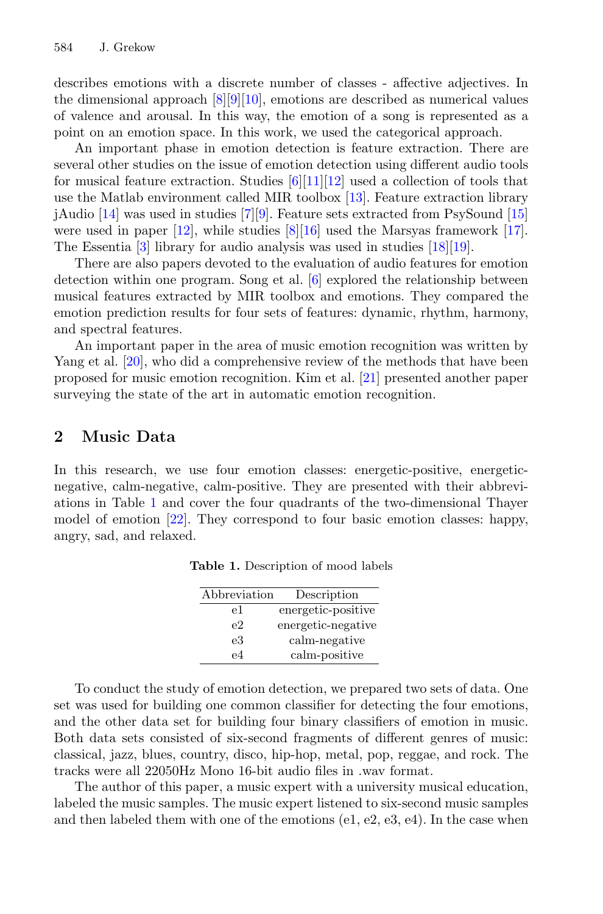describes emotions with a discrete number of classes - affective adjectives. In the dimensional approach [8][9][10], emotions are described as numerical values of valence and arousal. In this way, the emotion of a song is represented as a point on an emotion space. In this work, we used the categorical approach.

An important phase in emotion detection is feature extraction. There are several other studies on the issue of emotion detection using different audio tools for musical feature extraction. Studies [6][11][12] used a collection of tools that use the Matlab environment called MIR toolbox [13]. Feature extraction library jAudio [14] was used in studies [7][9]. Feature sets extracted from PsySound [15] were used in paper [12], while studies [8][16] used the Marsyas framework [17]. The Essentia [3] library for audio analysis was used in studies [18][19].

There are also papers devoted to the evaluation of audio features for emotion detection within one program. Song et al. [6] explored the relationship between musical features extracted by MIR toolbox and emotions. They compared the emotion prediction results for four sets of features: dynamic, rhythm, harmony, and spectral features.

An important paper in the area of music emotion recognition was written by Yang et al. [20], who did a comprehensive review of the methods that have been proposed for music emotion recognition. Kim et al. [21] presented another paper surveying the state of the art in automatic emotion recognition.

## 2 Music Data

In this research, we use four emotion classes: energetic-positive, energetic-negative, calm-negative, calm-positive. They are presented with their abbreviations in Table 1 and cover the four quadrants of the two-dimensional Thayer model of emotion [22]. They correspond to four basic emotion classes: happy, angry, sad, and relaxed.

**Table 1.** Description of mood labels

| Abbreviation | Description |
|---|---|
| e1 | energetic-positive |
| e2 | energetic-negative |
| e3 | calm-negative |
| e4 | calm-positive |

To conduct the study of emotion detection, we prepared two sets of data. One set was used for building one common classifier for detecting the four emotions, and the other data set for building four binary classifiers of emotion in music. Both data sets consisted of six-second fragments of different genres of music: classical, jazz, blues, country, disco, hip-hop, metal, pop, reggae, and rock. The tracks were all 22050Hz Mono 16-bit audio files in .wav format.

The author of this paper, a music expert with a university musical education, labeled the music samples. The music expert listened to six-second music samples and then labeled them with one of the emotions (e1, e2, e3, e4). In the case when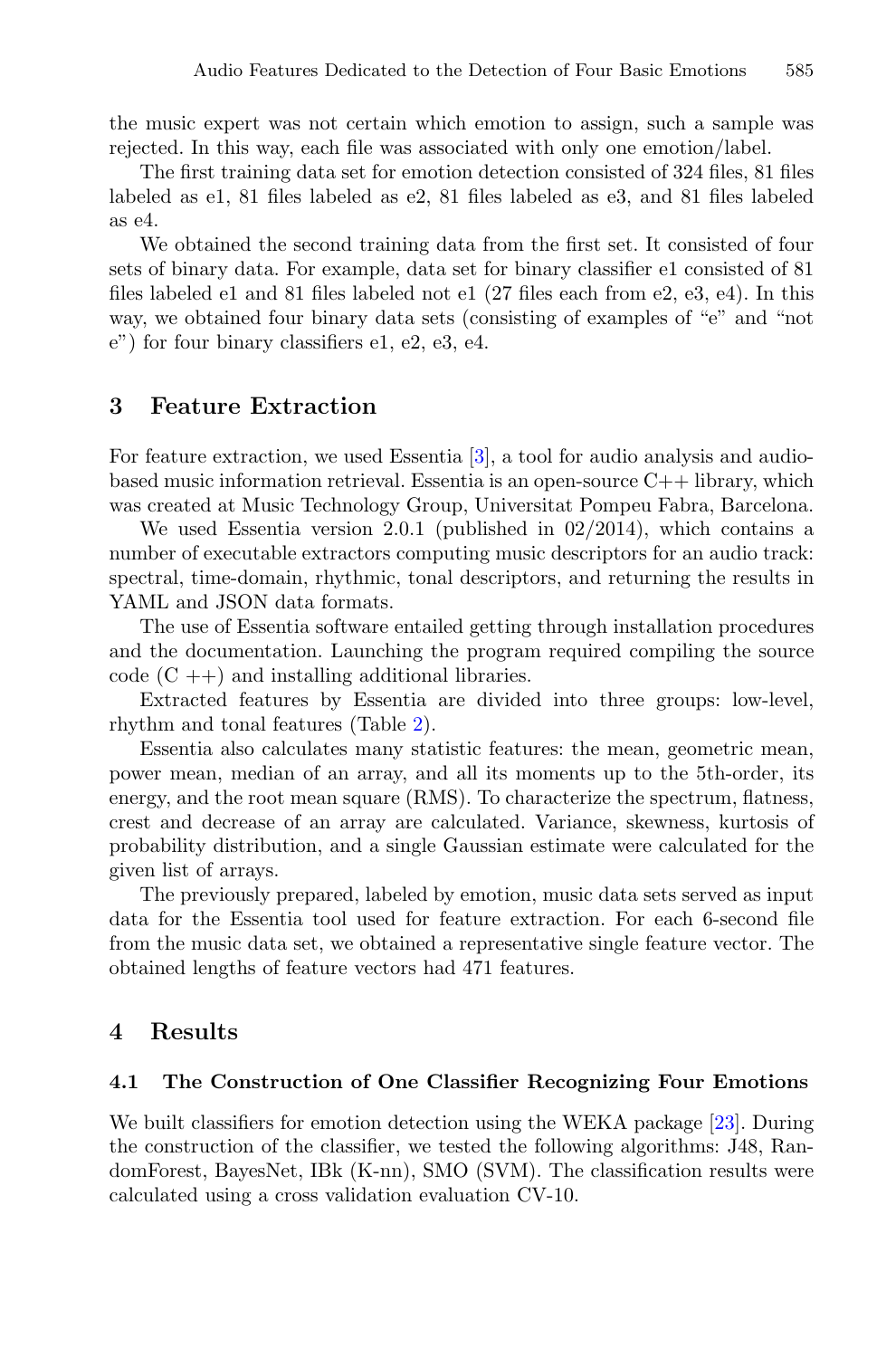the music expert was not certain which emotion to assign, such a sample was rejected. In this way, each file was associated with only one emotion/label.

The first training data set for emotion detection consisted of 324 files, 81 files labeled as e1, 81 files labeled as e2, 81 files labeled as e3, and 81 files labeled as e4.

We obtained the second training data from the first set. It consisted of four sets of binary data. For example, data set for binary classifier e1 consisted of 81 files labeled e1 and 81 files labeled not e1 (27 files each from e2, e3, e4). In this way, we obtained four binary data sets (consisting of examples of "e" and "not e") for four binary classifiers e1, e2, e3, e4.

## 3 Feature Extraction

For feature extraction, we used Essentia [3], a tool for audio analysis and audio-based music information retrieval. Essentia is an open-source C++ library, which was created at Music Technology Group, Universitat Pompeu Fabra, Barcelona.

We used Essentia version 2.0.1 (published in 02/2014), which contains a number of executable extractors computing music descriptors for an audio track: spectral, time-domain, rhythmic, tonal descriptors, and returning the results in YAML and JSON data formats.

The use of Essentia software entailed getting through installation procedures and the documentation. Launching the program required compiling the source code (C ++) and installing additional libraries.

Extracted features by Essentia are divided into three groups: low-level, rhythm and tonal features (Table 2).

Essentia also calculates many statistic features: the mean, geometric mean, power mean, median of an array, and all its moments up to the 5th-order, its energy, and the root mean square (RMS). To characterize the spectrum, flatness, crest and decrease of an array are calculated. Variance, skewness, kurtosis of probability distribution, and a single Gaussian estimate were calculated for the given list of arrays.

The previously prepared, labeled by emotion, music data sets served as input data for the Essentia tool used for feature extraction. For each 6-second file from the music data set, we obtained a representative single feature vector. The obtained lengths of feature vectors had 471 features.

## 4 Results

### 4.1 The Construction of One Classifier Recognizing Four Emotions

We built classifiers for emotion detection using the WEKA package [23]. During the construction of the classifier, we tested the following algorithms: J48, RandomForest, BayesNet, IBk (K-nn), SMO (SVM). The classification results were calculated using a cross validation evaluation CV-10.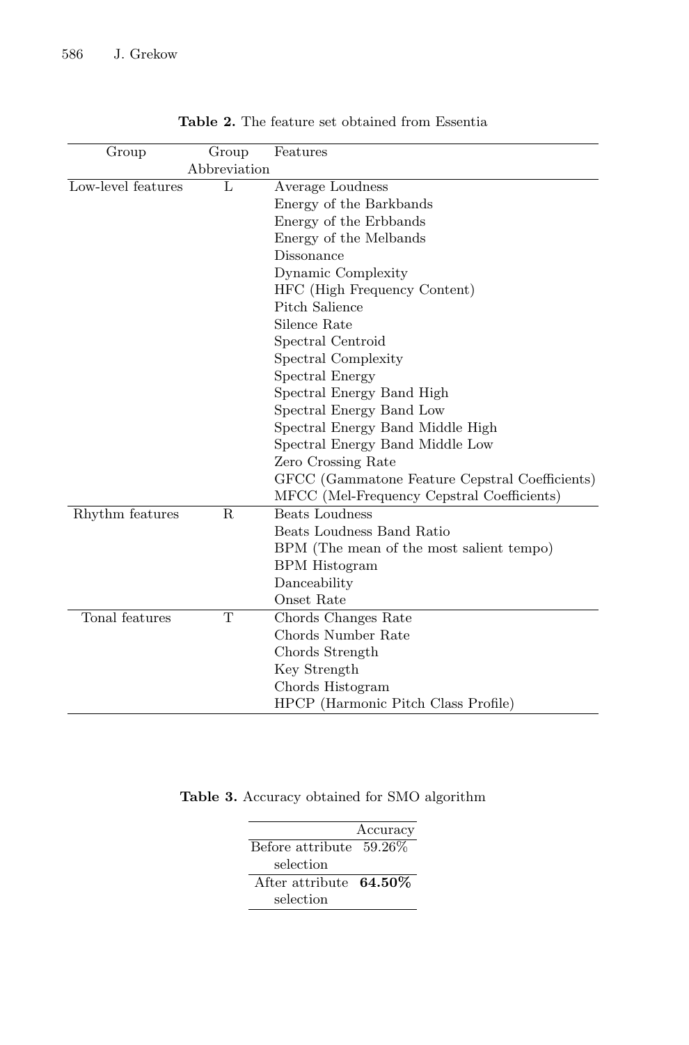**Table 2.** The feature set obtained from Essentia

| Group | Group Abbreviation | Features |
|---|---|---|
| Low-level features | L | Average Loudness |
| | | Energy of the Barkbands |
| | | Energy of the Erbbands |
| | | Energy of the Melbands |
| | | Dissonance |
| | | Dynamic Complexity |
| | | HFC (High Frequency Content) |
| | | Pitch Salience |
| | | Silence Rate |
| | | Spectral Centroid |
| | | Spectral Complexity |
| | | Spectral Energy |
| | | Spectral Energy Band High |
| | | Spectral Energy Band Low |
| | | Spectral Energy Band Middle High |
| | | Spectral Energy Band Middle Low |
| | | Zero Crossing Rate |
| | | GFCC (Gammatone Feature Cepstral Coefficients) |
| | | MFCC (Mel-Frequency Cepstral Coefficients) |
| Rhythm features | R | Beats Loudness |
| | | Beats Loudness Band Ratio |
| | | BPM (The mean of the most salient tempo) |
| | | BPM Histogram |
| | | Danceability |
| | | Onset Rate |
| Tonal features | T | Chords Changes Rate |
| | | Chords Number Rate |
| | | Chords Strength |
| | | Key Strength |
| | | Chords Histogram |
| | | HPCP (Harmonic Pitch Class Profile) |

**Table 3.** Accuracy obtained for SMO algorithm

| | Accuracy |
|---|---|
| Before attribute selection | 59.26% |
| After attribute selection | **64.50%** |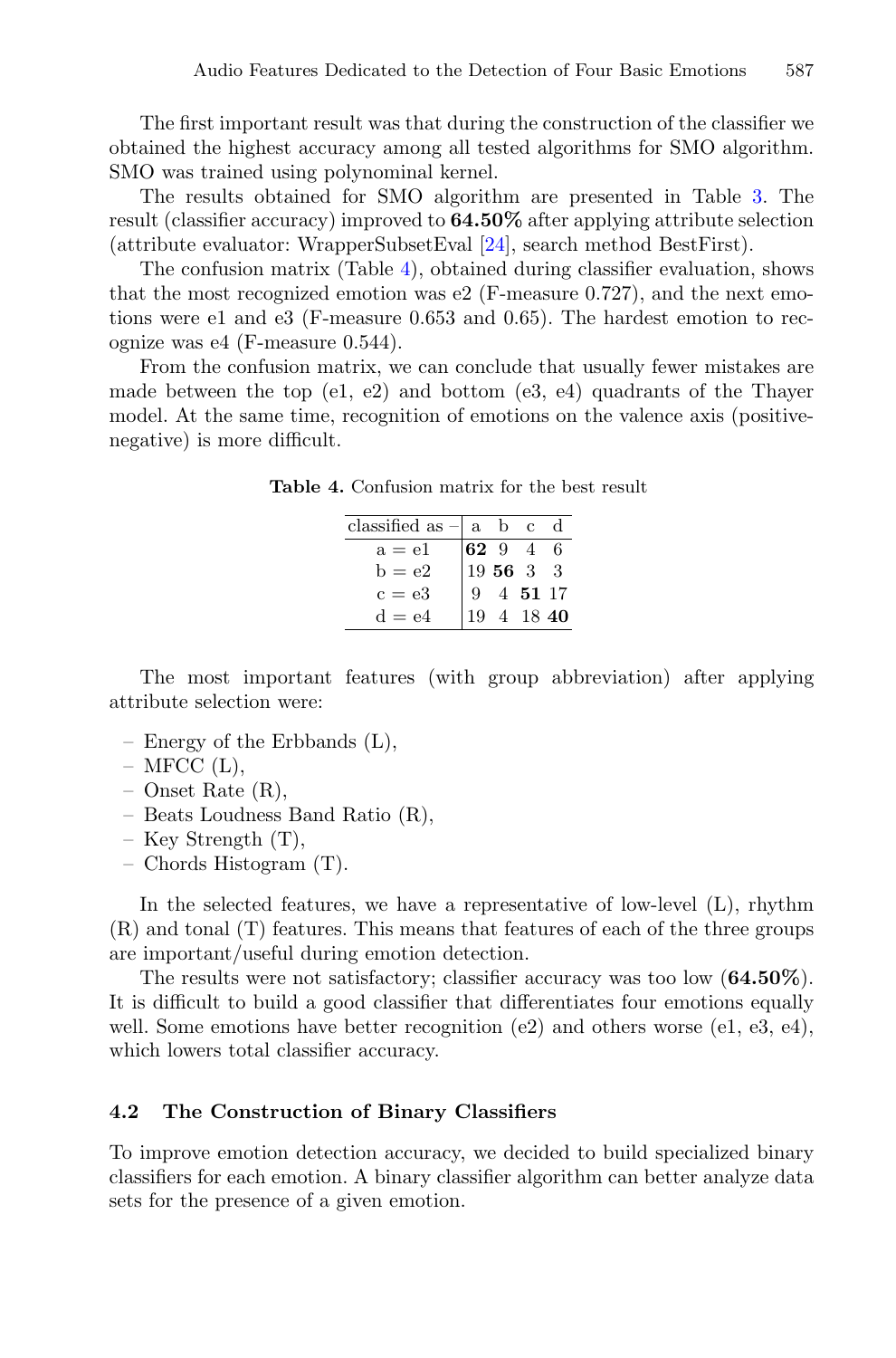The first important result was that during the construction of the classifier we obtained the highest accuracy among all tested algorithms for SMO algorithm. SMO was trained using polynominal kernel.

The results obtained for SMO algorithm are presented in Table 3. The result (classifier accuracy) improved to **64.50%** after applying attribute selection (attribute evaluator: WrapperSubsetEval [24], search method BestFirst).

The confusion matrix (Table 4), obtained during classifier evaluation, shows that the most recognized emotion was e2 (F-measure 0.727), and the next emotions were e1 and e3 (F-measure 0.653 and 0.65). The hardest emotion to recognize was e4 (F-measure 0.544).

From the confusion matrix, we can conclude that usually fewer mistakes are made between the top (e1, e2) and bottom (e3, e4) quadrants of the Thayer model. At the same time, recognition of emotions on the valence axis (positive-negative) is more difficult.

**Table 4.** Confusion matrix for the best result

| classified as – | a | b | c | d |
|---|---|---|---|---|
| a = e1 | **62** | 9 | 4 | 6 |
| b = e2 | 19 | **56** | 3 | 3 |
| c = e3 | 9 | 4 | **51** | 17 |
| d = e4 | 19 | 4 | 18 | **40** |

The most important features (with group abbreviation) after applying attribute selection were:

– Energy of the Erbbands (L),
– MFCC (L),
– Onset Rate (R),
– Beats Loudness Band Ratio (R),
– Key Strength (T),
– Chords Histogram (T).

In the selected features, we have a representative of low-level (L), rhythm (R) and tonal (T) features. This means that features of each of the three groups are important/useful during emotion detection.

The results were not satisfactory; classifier accuracy was too low (**64.50%**). It is difficult to build a good classifier that differentiates four emotions equally well. Some emotions have better recognition (e2) and others worse (e1, e3, e4), which lowers total classifier accuracy.

### 4.2 The Construction of Binary Classifiers

To improve emotion detection accuracy, we decided to build specialized binary classifiers for each emotion. A binary classifier algorithm can better analyze data sets for the presence of a given emotion.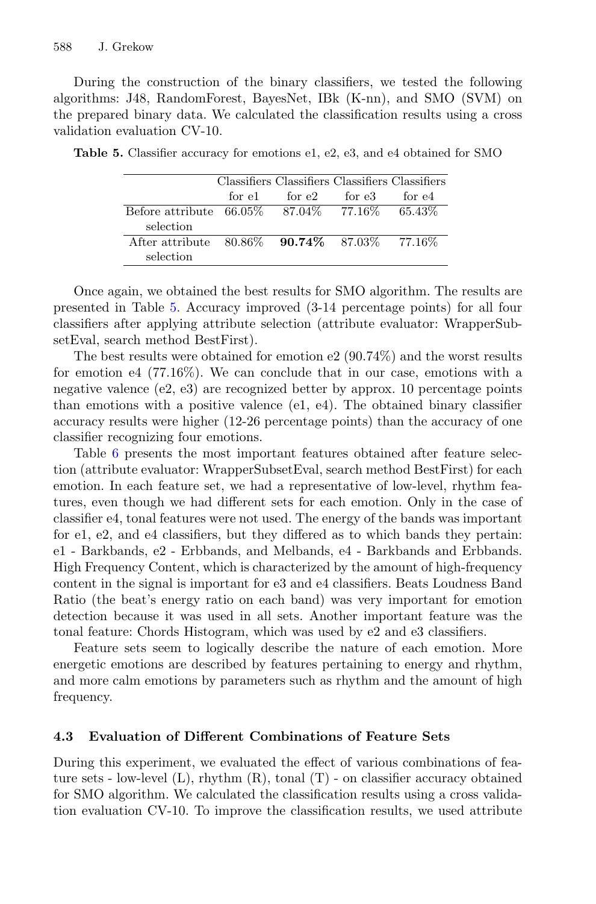During the construction of the binary classifiers, we tested the following algorithms: J48, RandomForest, BayesNet, IBk (K-nn), and SMO (SVM) on the prepared binary data. We calculated the classification results using a cross validation evaluation CV-10.

**Table 5.** Classifier accuracy for emotions e1, e2, e3, and e4 obtained for SMO

| | Classifiers for e1 | Classifiers for e2 | Classifiers for e3 | Classifiers for e4 |
|---|---|---|---|---|
| Before attribute selection | 66.05% | 87.04% | 77.16% | 65.43% |
| After attribute selection | 80.86% | **90.74%** | 87.03% | 77.16% |

Once again, we obtained the best results for SMO algorithm. The results are presented in Table 5. Accuracy improved (3-14 percentage points) for all four classifiers after applying attribute selection (attribute evaluator: WrapperSubsetEval, search method BestFirst).

The best results were obtained for emotion e2 (90.74%) and the worst results for emotion e4 (77.16%). We can conclude that in our case, emotions with a negative valence (e2, e3) are recognized better by approx. 10 percentage points than emotions with a positive valence (e1, e4). The obtained binary classifier accuracy results were higher (12-26 percentage points) than the accuracy of one classifier recognizing four emotions.

Table 6 presents the most important features obtained after feature selection (attribute evaluator: WrapperSubsetEval, search method BestFirst) for each emotion. In each feature set, we had a representative of low-level, rhythm features, even though we had different sets for each emotion. Only in the case of classifier e4, tonal features were not used. The energy of the bands was important for e1, e2, and e4 classifiers, but they differed as to which bands they pertain: e1 - Barkbands, e2 - Erbbands, and Melbands, e4 - Barkbands and Erbbands. High Frequency Content, which is characterized by the amount of high-frequency content in the signal is important for e3 and e4 classifiers. Beats Loudness Band Ratio (the beat's energy ratio on each band) was very important for emotion detection because it was used in all sets. Another important feature was the tonal feature: Chords Histogram, which was used by e2 and e3 classifiers.

Feature sets seem to logically describe the nature of each emotion. More energetic emotions are described by features pertaining to energy and rhythm, and more calm emotions by parameters such as rhythm and the amount of high frequency.

### 4.3 Evaluation of Different Combinations of Feature Sets

During this experiment, we evaluated the effect of various combinations of feature sets - low-level (L), rhythm (R), tonal (T) - on classifier accuracy obtained for SMO algorithm. We calculated the classification results using a cross validation evaluation CV-10. To improve the classification results, we used attribute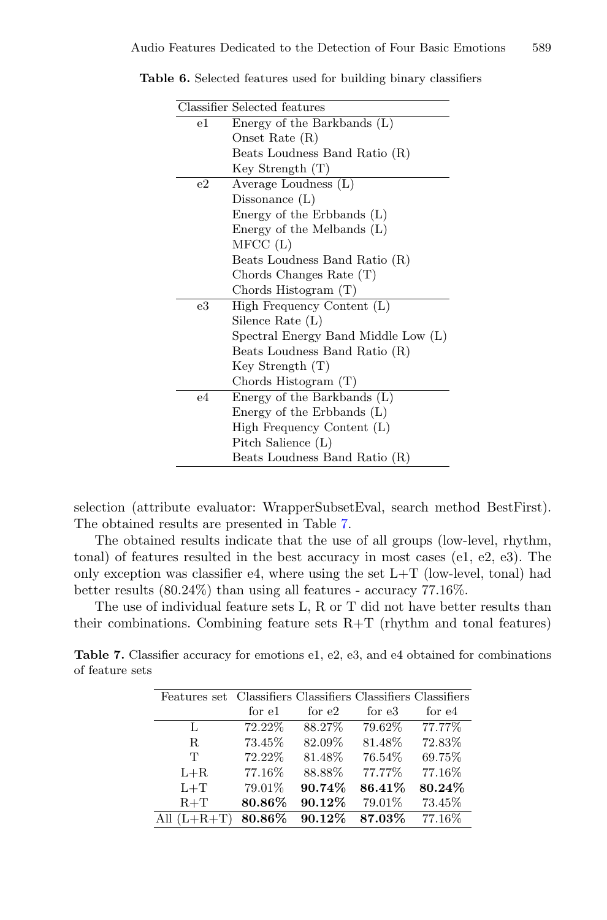**Table 6.** Selected features used for building binary classifiers

| Classifier | Selected features |
|---|---|
| e1 | Energy of the Barkbands (L) |
| | Onset Rate (R) |
| | Beats Loudness Band Ratio (R) |
| | Key Strength (T) |
| e2 | Average Loudness (L) |
| | Dissonance (L) |
| | Energy of the Erbbands (L) |
| | Energy of the Melbands (L) |
| | MFCC (L) |
| | Beats Loudness Band Ratio (R) |
| | Chords Changes Rate (T) |
| | Chords Histogram (T) |
| e3 | High Frequency Content (L) |
| | Silence Rate (L) |
| | Spectral Energy Band Middle Low (L) |
| | Beats Loudness Band Ratio (R) |
| | Key Strength (T) |
| | Chords Histogram (T) |
| e4 | Energy of the Barkbands (L) |
| | Energy of the Erbbands (L) |
| | High Frequency Content (L) |
| | Pitch Salience (L) |
| | Beats Loudness Band Ratio (R) |

selection (attribute evaluator: WrapperSubsetEval, search method BestFirst). The obtained results are presented in Table 7.

The obtained results indicate that the use of all groups (low-level, rhythm, tonal) of features resulted in the best accuracy in most cases (e1, e2, e3). The only exception was classifier e4, where using the set L+T (low-level, tonal) had better results (80.24%) than using all features - accuracy 77.16%.

The use of individual feature sets L, R or T did not have better results than their combinations. Combining feature sets R+T (rhythm and tonal features)

**Table 7.** Classifier accuracy for emotions e1, e2, e3, and e4 obtained for combinations of feature sets

| Features set | Classifiers for e1 | Classifiers for e2 | Classifiers for e3 | Classifiers for e4 |
|---|---|---|---|---|
| L | 72.22% | 88.27% | 79.62% | 77.77% |
| R | 73.45% | 82.09% | 81.48% | 72.83% |
| T | 72.22% | 81.48% | 76.54% | 69.75% |
| L+R | 77.16% | 88.88% | 77.77% | 77.16% |
| L+T | 79.01% | **90.74%** | **86.41%** | **80.24%** |
| R+T | **80.86%** | **90.12%** | 79.01% | 73.45% |
| All (L+R+T) | **80.86%** | **90.12%** | **87.03%** | 77.16% |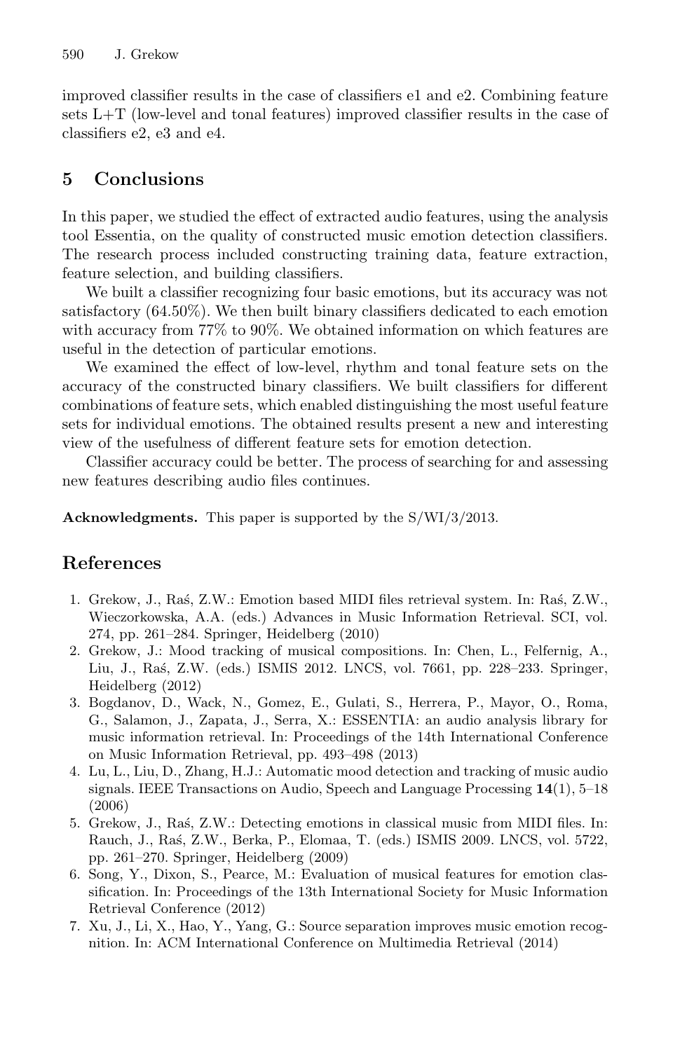improved classifier results in the case of classifiers e1 and e2. Combining feature sets L+T (low-level and tonal features) improved classifier results in the case of classifiers e2, e3 and e4.

## 5 Conclusions

In this paper, we studied the effect of extracted audio features, using the analysis tool Essentia, on the quality of constructed music emotion detection classifiers. The research process included constructing training data, feature extraction, feature selection, and building classifiers.

We built a classifier recognizing four basic emotions, but its accuracy was not satisfactory (64.50%). We then built binary classifiers dedicated to each emotion with accuracy from 77% to 90%. We obtained information on which features are useful in the detection of particular emotions.

We examined the effect of low-level, rhythm and tonal feature sets on the accuracy of the constructed binary classifiers. We built classifiers for different combinations of feature sets, which enabled distinguishing the most useful feature sets for individual emotions. The obtained results present a new and interesting view of the usefulness of different feature sets for emotion detection.

Classifier accuracy could be better. The process of searching for and assessing new features describing audio files continues.

**Acknowledgments.** This paper is supported by the S/WI/3/2013.

## References

1. Grekow, J., Raś, Z.W.: Emotion based MIDI files retrieval system. In: Raś, Z.W., Wieczorkowska, A.A. (eds.) Advances in Music Information Retrieval. SCI, vol. 274, pp. 261–284. Springer, Heidelberg (2010)
2. Grekow, J.: Mood tracking of musical compositions. In: Chen, L., Felfernig, A., Liu, J., Raś, Z.W. (eds.) ISMIS 2012. LNCS, vol. 7661, pp. 228–233. Springer, Heidelberg (2012)
3. Bogdanov, D., Wack, N., Gomez, E., Gulati, S., Herrera, P., Mayor, O., Roma, G., Salamon, J., Zapata, J., Serra, X.: ESSENTIA: an audio analysis library for music information retrieval. In: Proceedings of the 14th International Conference on Music Information Retrieval, pp. 493–498 (2013)
4. Lu, L., Liu, D., Zhang, H.J.: Automatic mood detection and tracking of music audio signals. IEEE Transactions on Audio, Speech and Language Processing **14**(1), 5–18 (2006)
5. Grekow, J., Raś, Z.W.: Detecting emotions in classical music from MIDI files. In: Rauch, J., Raś, Z.W., Berka, P., Elomaa, T. (eds.) ISMIS 2009. LNCS, vol. 5722, pp. 261–270. Springer, Heidelberg (2009)
6. Song, Y., Dixon, S., Pearce, M.: Evaluation of musical features for emotion classification. In: Proceedings of the 13th International Society for Music Information Retrieval Conference (2012)
7. Xu, J., Li, X., Hao, Y., Yang, G.: Source separation improves music emotion recognition. In: ACM International Conference on Multimedia Retrieval (2014)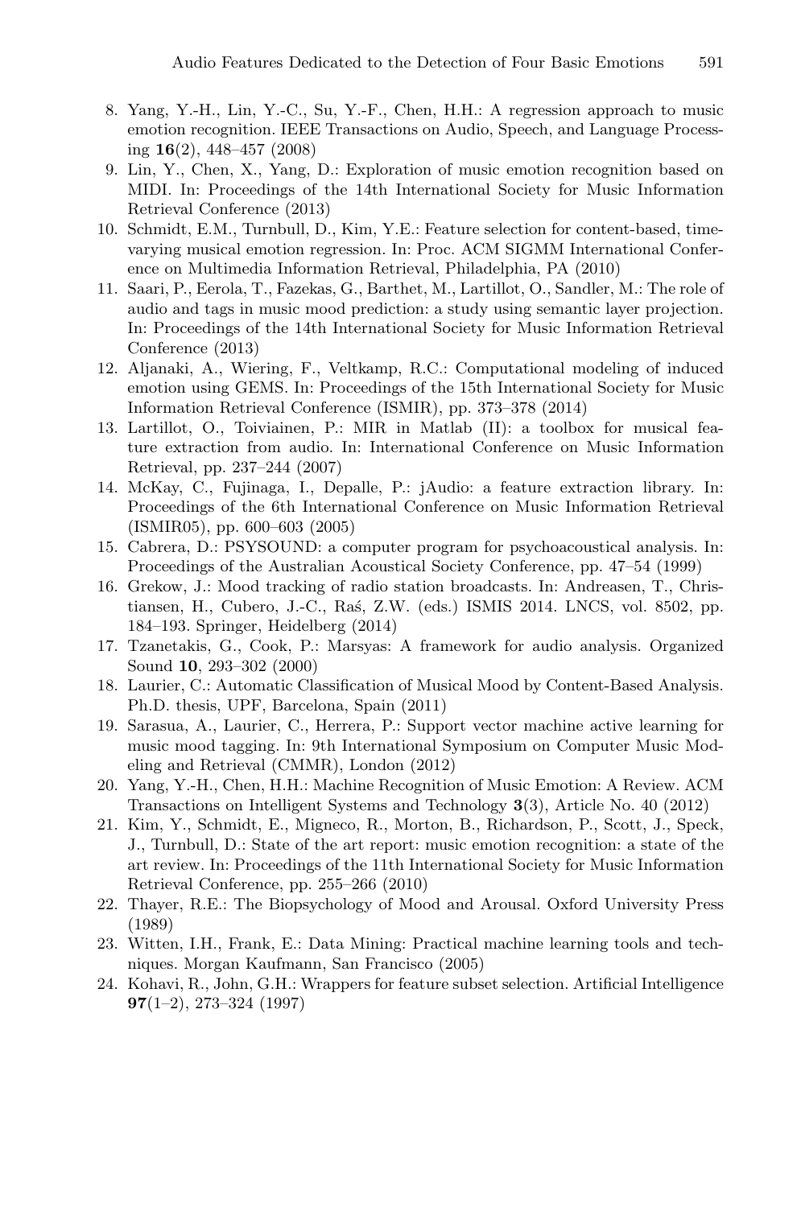8. Yang, Y.-H., Lin, Y.-C., Su, Y.-F., Chen, H.H.: A regression approach to music emotion recognition. IEEE Transactions on Audio, Speech, and Language Processing **16**(2), 448–457 (2008)
9. Lin, Y., Chen, X., Yang, D.: Exploration of music emotion recognition based on MIDI. In: Proceedings of the 14th International Society for Music Information Retrieval Conference (2013)
10. Schmidt, E.M., Turnbull, D., Kim, Y.E.: Feature selection for content-based, time-varying musical emotion regression. In: Proc. ACM SIGMM International Conference on Multimedia Information Retrieval, Philadelphia, PA (2010)
11. Saari, P., Eerola, T., Fazekas, G., Barthet, M., Lartillot, O., Sandler, M.: The role of audio and tags in music mood prediction: a study using semantic layer projection. In: Proceedings of the 14th International Society for Music Information Retrieval Conference (2013)
12. Aljanaki, A., Wiering, F., Veltkamp, R.C.: Computational modeling of induced emotion using GEMS. In: Proceedings of the 15th International Society for Music Information Retrieval Conference (ISMIR), pp. 373–378 (2014)
13. Lartillot, O., Toiviainen, P.: MIR in Matlab (II): a toolbox for musical feature extraction from audio. In: International Conference on Music Information Retrieval, pp. 237–244 (2007)
14. McKay, C., Fujinaga, I., Depalle, P.: jAudio: a feature extraction library. In: Proceedings of the 6th International Conference on Music Information Retrieval (ISMIR05), pp. 600–603 (2005)
15. Cabrera, D.: PSYSOUND: a computer program for psychoacoustical analysis. In: Proceedings of the Australian Acoustical Society Conference, pp. 47–54 (1999)
16. Grekow, J.: Mood tracking of radio station broadcasts. In: Andreasen, T., Christiansen, H., Cubero, J.-C., Raś, Z.W. (eds.) ISMIS 2014. LNCS, vol. 8502, pp. 184–193. Springer, Heidelberg (2014)
17. Tzanetakis, G., Cook, P.: Marsyas: A framework for audio analysis. Organized Sound **10**, 293–302 (2000)
18. Laurier, C.: Automatic Classification of Musical Mood by Content-Based Analysis. Ph.D. thesis, UPF, Barcelona, Spain (2011)
19. Sarasua, A., Laurier, C., Herrera, P.: Support vector machine active learning for music mood tagging. In: 9th International Symposium on Computer Music Modeling and Retrieval (CMMR), London (2012)
20. Yang, Y.-H., Chen, H.H.: Machine Recognition of Music Emotion: A Review. ACM Transactions on Intelligent Systems and Technology **3**(3), Article No. 40 (2012)
21. Kim, Y., Schmidt, E., Migneco, R., Morton, B., Richardson, P., Scott, J., Speck, J., Turnbull, D.: State of the art report: music emotion recognition: a state of the art review. In: Proceedings of the 11th International Society for Music Information Retrieval Conference, pp. 255–266 (2010)
22. Thayer, R.E.: The Biopsychology of Mood and Arousal. Oxford University Press (1989)
23. Witten, I.H., Frank, E.: Data Mining: Practical machine learning tools and techniques. Morgan Kaufmann, San Francisco (2005)
24. Kohavi, R., John, G.H.: Wrappers for feature subset selection. Artificial Intelligence **97**(1–2), 273–324 (1997)